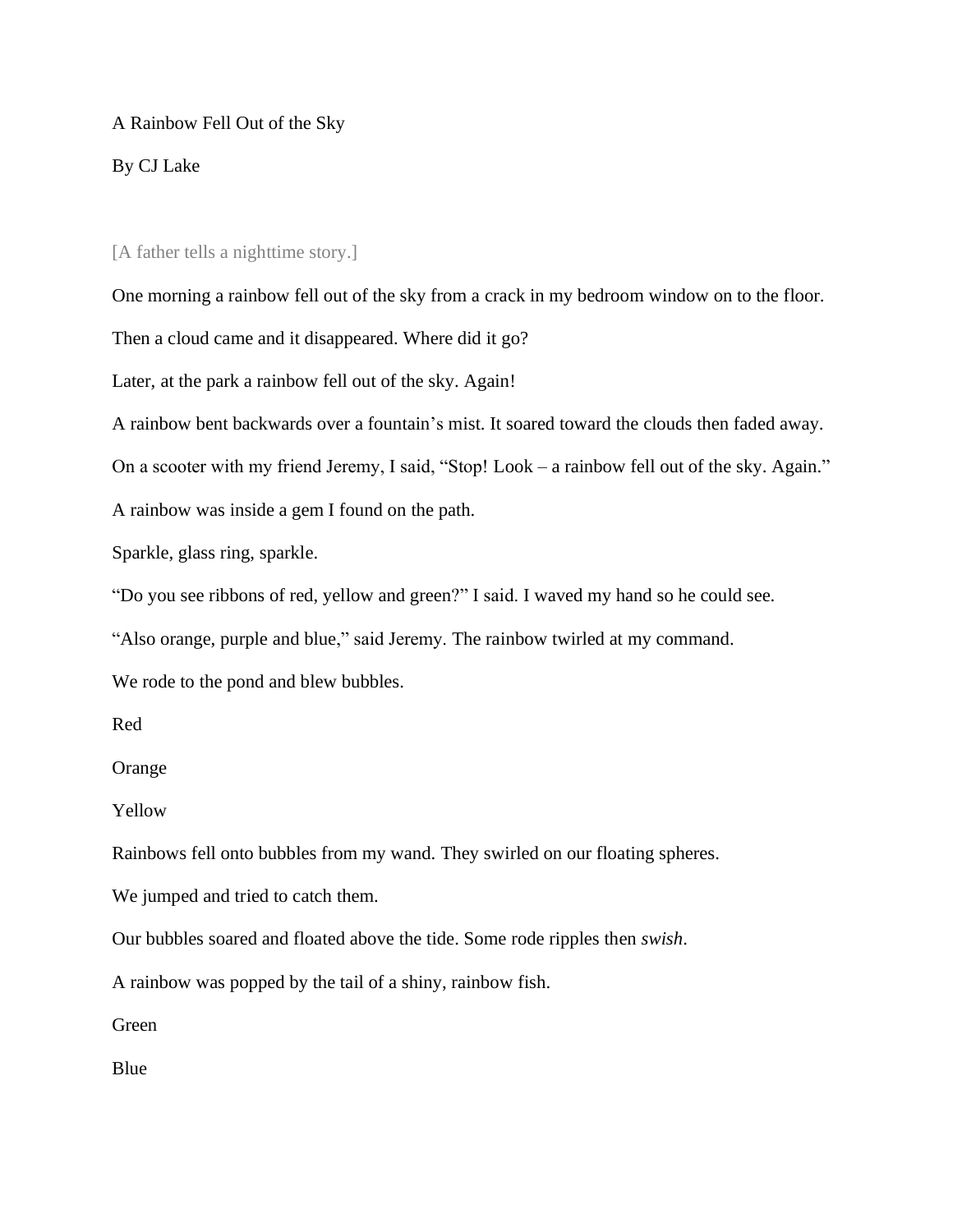# A Rainbow Fell Out of the Sky

By CJ Lake

[A father tells a nighttime story.]

One morning a rainbow fell out of the sky from a crack in my bedroom window on to the floor.

Then a cloud came and it disappeared. Where did it go?

Later, at the park a rainbow fell out of the sky. Again!

A rainbow bent backwards over a fountain's mist. It soared toward the clouds then faded away.

On a scooter with my friend Jeremy, I said, "Stop! Look – a rainbow fell out of the sky. Again."

A rainbow was inside a gem I found on the path.

Sparkle, glass ring, sparkle.

"Do you see ribbons of red, yellow and green?" I said. I waved my hand so he could see.

"Also orange, purple and blue," said Jeremy. The rainbow twirled at my command.

We rode to the pond and blew bubbles.

Red

Orange

Yellow

Rainbows fell onto bubbles from my wand. They swirled on our floating spheres.

We jumped and tried to catch them.

Our bubbles soared and floated above the tide. Some rode ripples then *swish*.

A rainbow was popped by the tail of a shiny, rainbow fish.

Green

Blue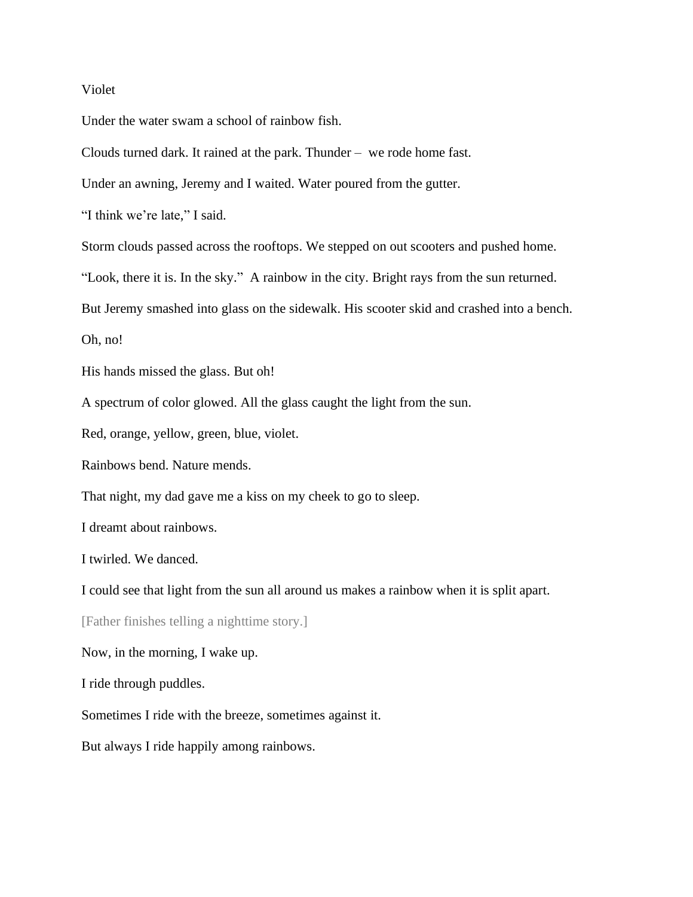Violet

Under the water swam a school of rainbow fish.

Clouds turned dark. It rained at the park. Thunder – we rode home fast.

Under an awning, Jeremy and I waited. Water poured from the gutter.

"I think we're late," I said.

Storm clouds passed across the rooftops. We stepped on out scooters and pushed home.

"Look, there it is. In the sky." A rainbow in the city. Bright rays from the sun returned.

But Jeremy smashed into glass on the sidewalk. His scooter skid and crashed into a bench.

Oh, no!

His hands missed the glass. But oh!

A spectrum of color glowed. All the glass caught the light from the sun.

Red, orange, yellow, green, blue, violet.

Rainbows bend. Nature mends.

That night, my dad gave me a kiss on my cheek to go to sleep.

I dreamt about rainbows.

I twirled. We danced.

I could see that light from the sun all around us makes a rainbow when it is split apart.

[Father finishes telling a nighttime story.]

Now, in the morning, I wake up.

I ride through puddles.

Sometimes I ride with the breeze, sometimes against it.

But always I ride happily among rainbows.